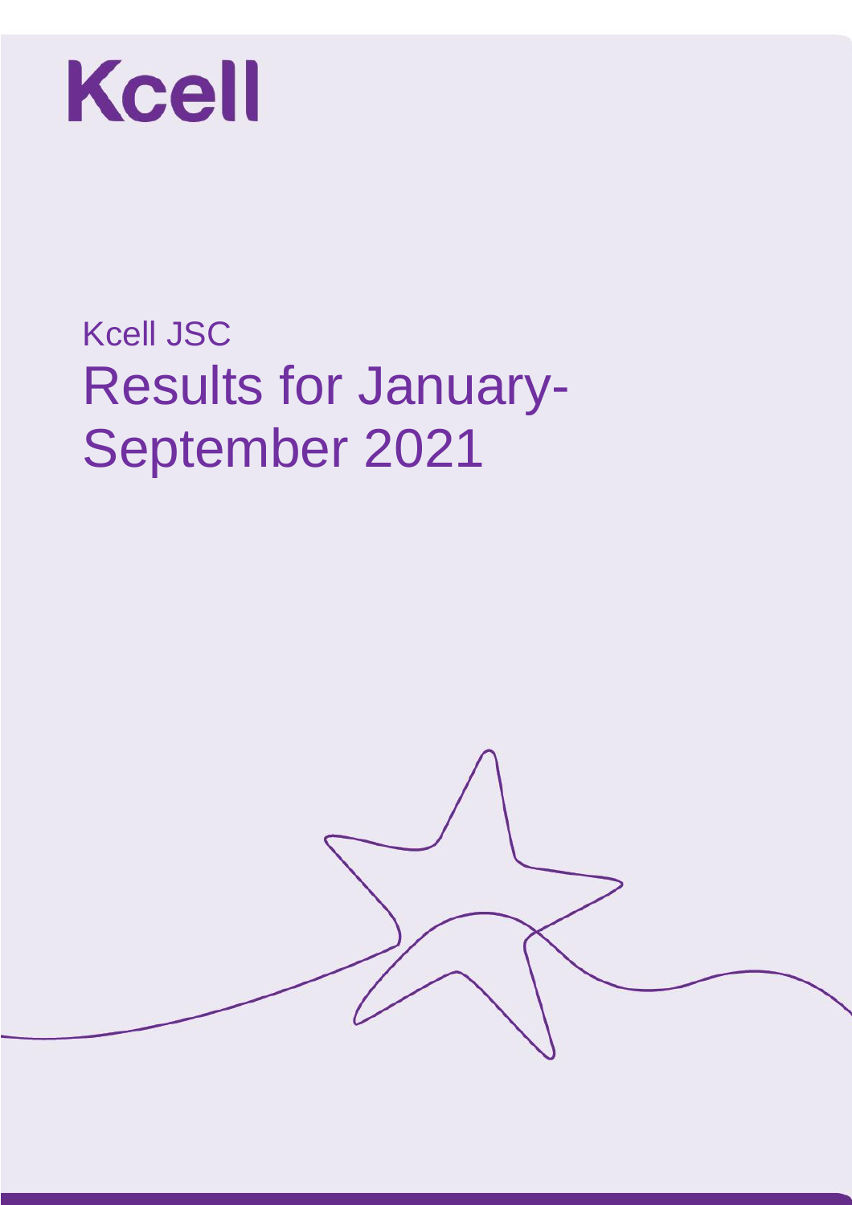# Kcell

## Kcell JSC

# Results for January-September 2021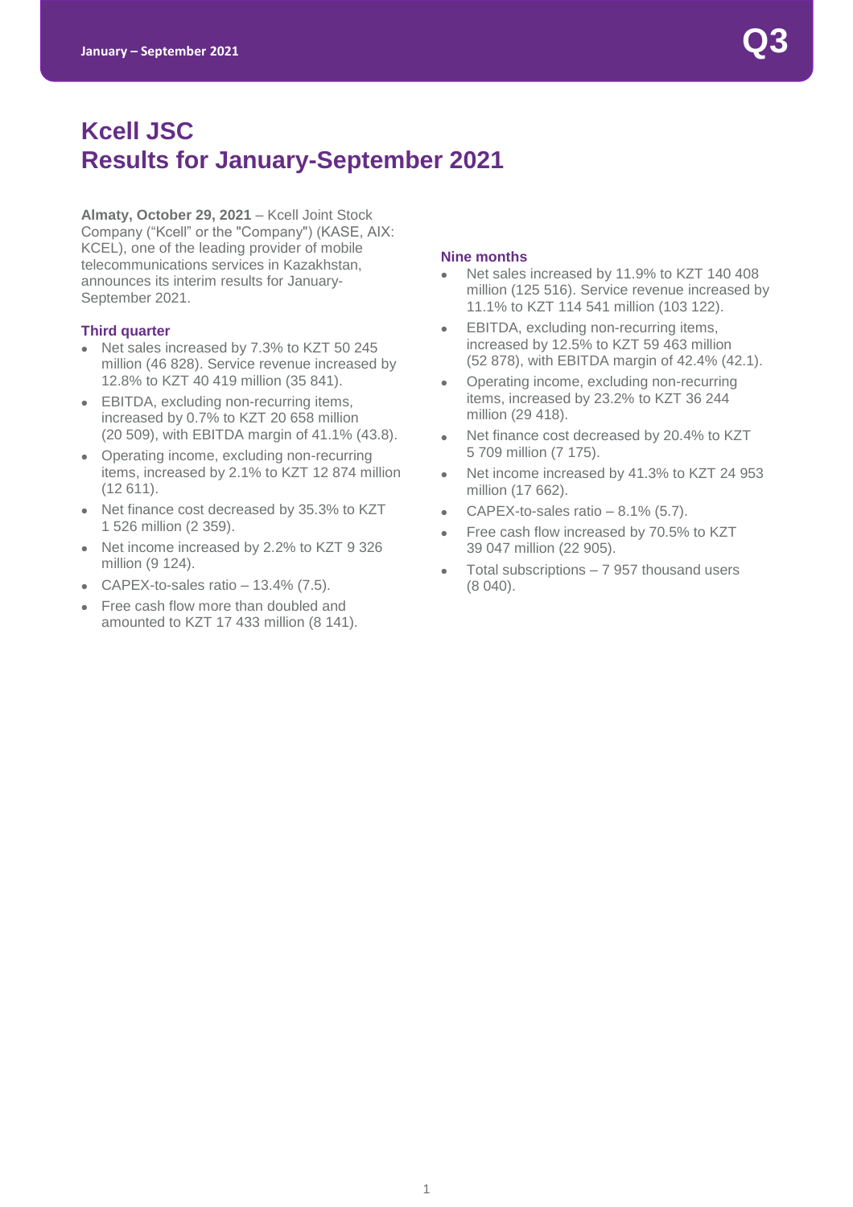# Kcell JSC
# Results for January-September 2021

**Almaty, October 29, 2021** – Kcell Joint Stock Company ("Kcell" or the "Company") (KASE, AIX: KCEL), one of the leading provider of mobile telecommunications services in Kazakhstan, announces its interim results for January-September 2021.

### Third quarter

- Net sales increased by 7.3% to KZT 50 245 million (46 828). Service revenue increased by 12.8% to KZT 40 419 million (35 841).
- EBITDA, excluding non-recurring items, increased by 0.7% to KZT 20 658 million (20 509), with EBITDA margin of 41.1% (43.8).
- Operating income, excluding non-recurring items, increased by 2.1% to KZT 12 874 million (12 611).
- Net finance cost decreased by 35.3% to KZT 1 526 million (2 359).
- Net income increased by 2.2% to KZT 9 326 million (9 124).
- CAPEX-to-sales ratio – 13.4% (7.5).
- Free cash flow more than doubled and amounted to KZT 17 433 million (8 141).

### Nine months

- Net sales increased by 11.9% to KZT 140 408 million (125 516). Service revenue increased by 11.1% to KZT 114 541 million (103 122).
- EBITDA, excluding non-recurring items, increased by 12.5% to KZT 59 463 million (52 878), with EBITDA margin of 42.4% (42.1).
- Operating income, excluding non-recurring items, increased by 23.2% to KZT 36 244 million (29 418).
- Net finance cost decreased by 20.4% to KZT 5 709 million (7 175).
- Net income increased by 41.3% to KZT 24 953 million (17 662).
- CAPEX-to-sales ratio – 8.1% (5.7).
- Free cash flow increased by 70.5% to KZT 39 047 million (22 905).
- Total subscriptions – 7 957 thousand users (8 040).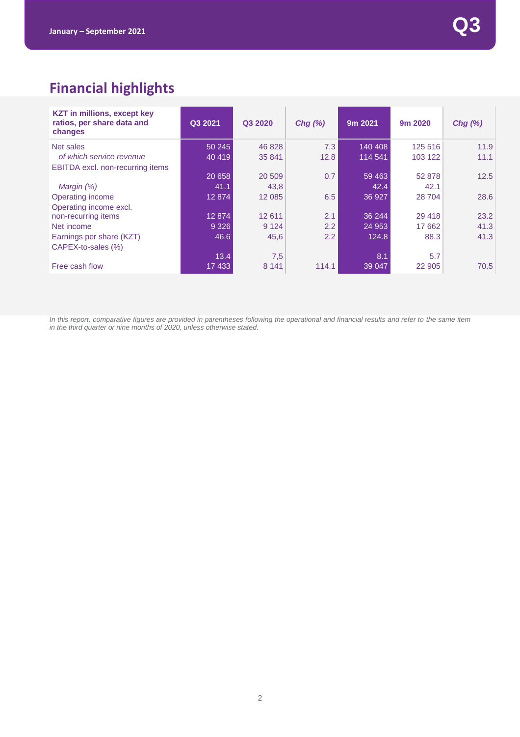## Financial highlights

| KZT in millions, except key ratios, per share data and changes | Q3 2021 | Q3 2020 | *Chg (%)* | 9m 2021 | 9m 2020 | *Chg (%)* |
|---|---|---|---|---|---|---|
| Net sales | 50 245 | 46 828 | 7.3 | 140 408 | 125 516 | 11.9 |
| *of which service revenue* | 40 419 | 35 841 | 12.8 | 114 541 | 103 122 | 11.1 |
| EBITDA excl. non-recurring items | 20 658 | 20 509 | 0.7 | 59 463 | 52 878 | 12.5 |
| *Margin (%)* | 41.1 | 43,8 | | 42.4 | 42.1 | |
| Operating income | 12 874 | 12 085 | 6.5 | 36 927 | 28 704 | 28.6 |
| Operating income excl. non-recurring items | 12 874 | 12 611 | 2.1 | 36 244 | 29 418 | 23.2 |
| Net income | 9 326 | 9 124 | 2.2 | 24 953 | 17 662 | 41.3 |
| Earnings per share (KZT) | 46.6 | 45,6 | 2.2 | 124.8 | 88.3 | 41.3 |
| CAPEX-to-sales (%) | 13.4 | 7,5 | | 8.1 | 5.7 | |
| Free cash flow | 17 433 | 8 141 | 114.1 | 39 047 | 22 905 | 70.5 |

*In this report, comparative figures are provided in parentheses following the operational and financial results and refer to the same item in the third quarter or nine months of 2020, unless otherwise stated.*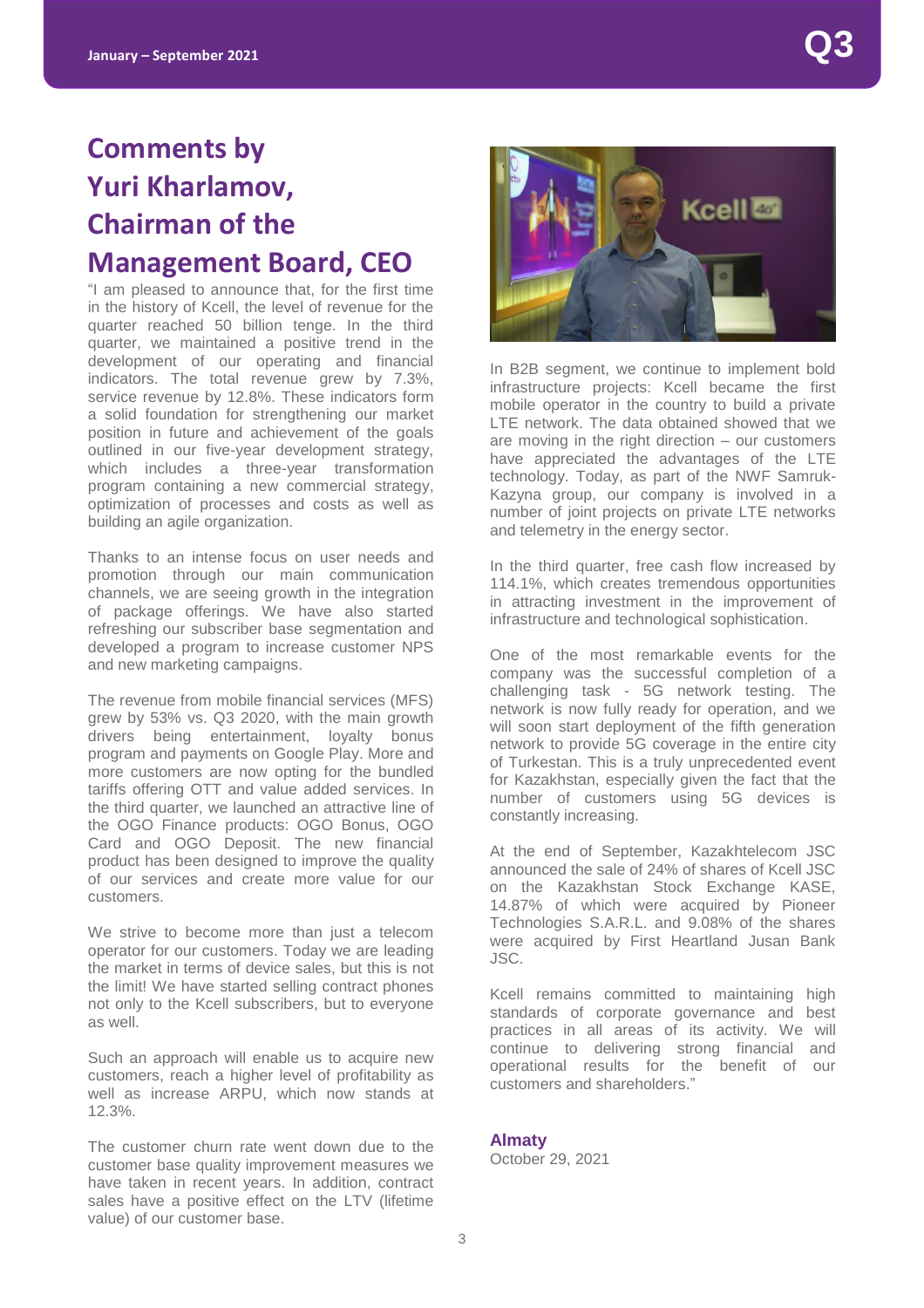# Comments by Yuri Kharlamov, Chairman of the Management Board, CEO

"I am pleased to announce that, for the first time in the history of Kcell, the level of revenue for the quarter reached 50 billion tenge. In the third quarter, we maintained a positive trend in the development of our operating and financial indicators. The total revenue grew by 7.3%, service revenue by 12.8%. These indicators form a solid foundation for strengthening our market position in future and achievement of the goals outlined in our five-year development strategy, which includes a three-year transformation program containing a new commercial strategy, optimization of processes and costs as well as building an agile organization.

Thanks to an intense focus on user needs and promotion through our main communication channels, we are seeing growth in the integration of package offerings. We have also started refreshing our subscriber base segmentation and developed a program to increase customer NPS and new marketing campaigns.

The revenue from mobile financial services (MFS) grew by 53% vs. Q3 2020, with the main growth drivers being entertainment, loyalty bonus program and payments on Google Play. More and more customers are now opting for the bundled tariffs offering OTT and value added services. In the third quarter, we launched an attractive line of the OGO Finance products: OGO Bonus, OGO Card and OGO Deposit. The new financial product has been designed to improve the quality of our services and create more value for our customers.

We strive to become more than just a telecom operator for our customers. Today we are leading the market in terms of device sales, but this is not the limit! We have started selling contract phones not only to the Kcell subscribers, but to everyone as well.

Such an approach will enable us to acquire new customers, reach a higher level of profitability as well as increase ARPU, which now stands at 12.3%.

The customer churn rate went down due to the customer base quality improvement measures we have taken in recent years. In addition, contract sales have a positive effect on the LTV (lifetime value) of our customer base.

In B2B segment, we continue to implement bold infrastructure projects: Kcell became the first mobile operator in the country to build a private LTE network. The data obtained showed that we are moving in the right direction – our customers have appreciated the advantages of the LTE technology. Today, as part of the NWF Samruk-Kazyna group, our company is involved in a number of joint projects on private LTE networks and telemetry in the energy sector.

In the third quarter, free cash flow increased by 114.1%, which creates tremendous opportunities in attracting investment in the improvement of infrastructure and technological sophistication.

One of the most remarkable events for the company was the successful completion of a challenging task - 5G network testing. The network is now fully ready for operation, and we will soon start deployment of the fifth generation network to provide 5G coverage in the entire city of Turkestan. This is a truly unprecedented event for Kazakhstan, especially given the fact that the number of customers using 5G devices is constantly increasing.

At the end of September, Kazakhtelecom JSC announced the sale of 24% of shares of Kcell JSC on the Kazakhstan Stock Exchange KASE, 14.87% of which were acquired by Pioneer Technologies S.A.R.L. and 9.08% of the shares were acquired by First Heartland Jusan Bank JSC.

Kcell remains committed to maintaining high standards of corporate governance and best practices in all areas of its activity. We will continue to delivering strong financial and operational results for the benefit of our customers and shareholders."

**Almaty**
October 29, 2021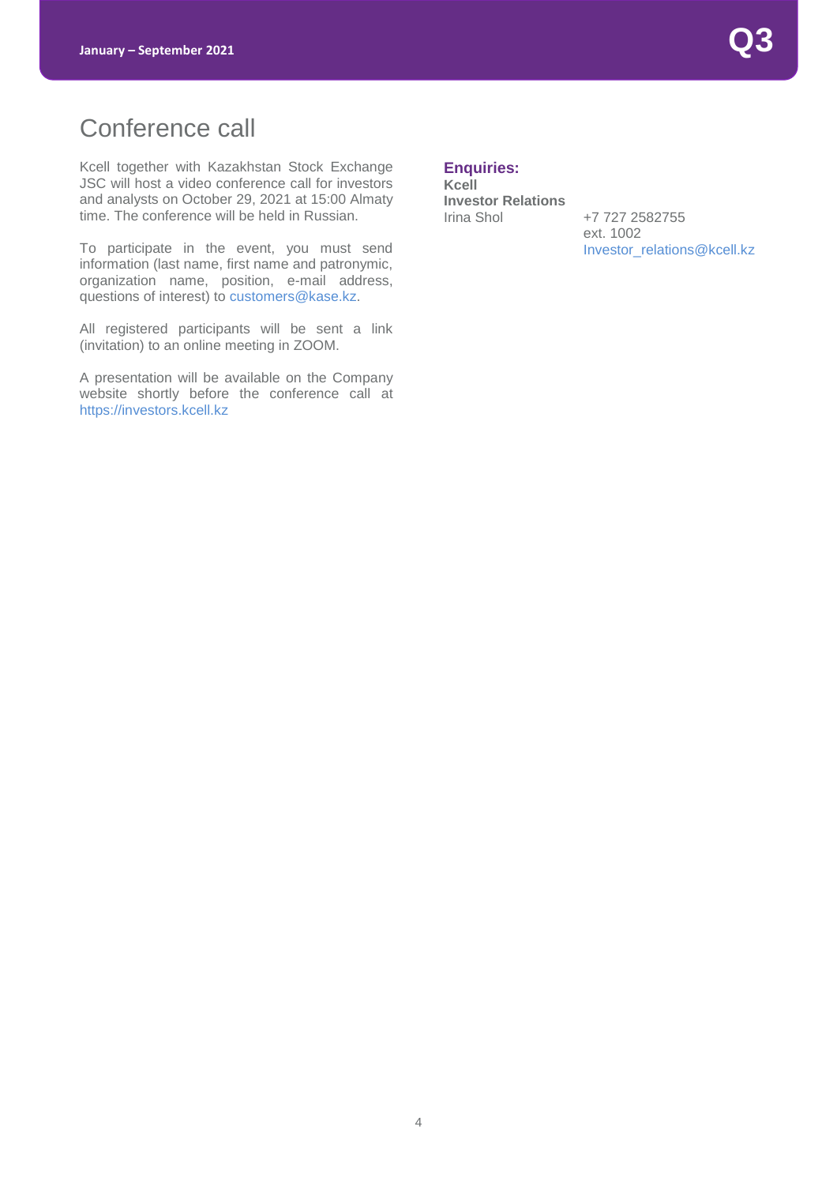# Conference call

Kcell together with Kazakhstan Stock Exchange JSC will host a video conference call for investors and analysts on October 29, 2021 at 15:00 Almaty time. The conference will be held in Russian.

To participate in the event, you must send information (last name, first name and patronymic, organization name, position, e-mail address, questions of interest) to customers@kase.kz.

All registered participants will be sent a link (invitation) to an online meeting in ZOOM.

A presentation will be available on the Company website shortly before the conference call at https://investors.kcell.kz

**Enquiries:**

**Kcell**

**Investor Relations**

Irina Shol

+7 727 2582755
ext. 1002
Investor_relations@kcell.kz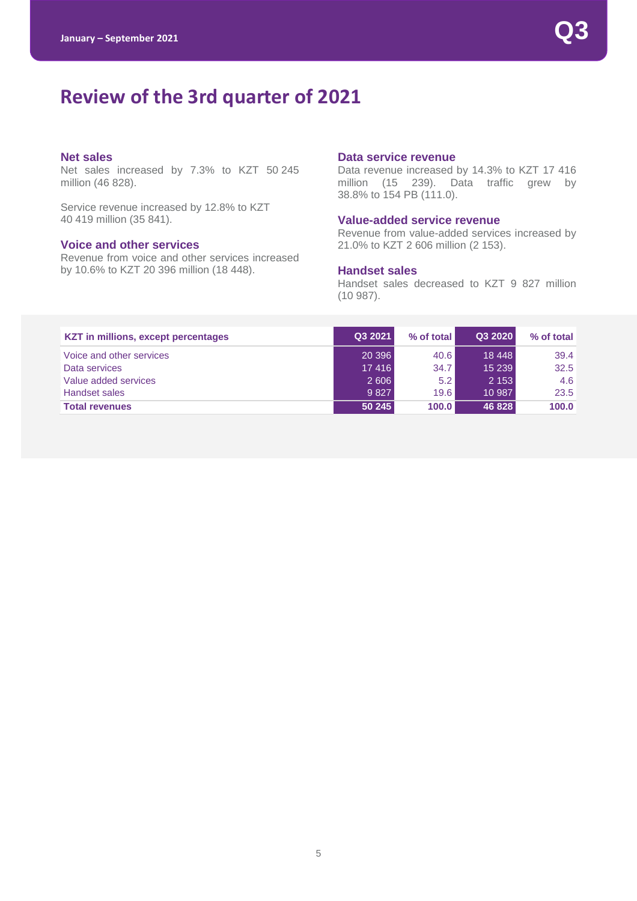# Review of the 3rd quarter of 2021

### Net sales

Net sales increased by 7.3% to KZT 50 245 million (46 828).

Service revenue increased by 12.8% to KZT 40 419 million (35 841).

### Voice and other services

Revenue from voice and other services increased by 10.6% to KZT 20 396 million (18 448).

### Data service revenue

Data revenue increased by 14.3% to KZT 17 416 million (15 239). Data traffic grew by 38.8% to 154 PB (111.0).

### Value-added service revenue

Revenue from value-added services increased by 21.0% to KZT 2 606 million (2 153).

### Handset sales

Handset sales decreased to KZT 9 827 million (10 987).

| KZT in millions, except percentages | Q3 2021 | % of total | Q3 2020 | % of total |
|---|---|---|---|---|
| Voice and other services | 20 396 | 40.6 | 18 448 | 39.4 |
| Data services | 17 416 | 34.7 | 15 239 | 32.5 |
| Value added services | 2 606 | 5.2 | 2 153 | 4.6 |
| Handset sales | 9 827 | 19.6 | 10 987 | 23.5 |
| **Total revenues** | **50 245** | **100.0** | **46 828** | **100.0** |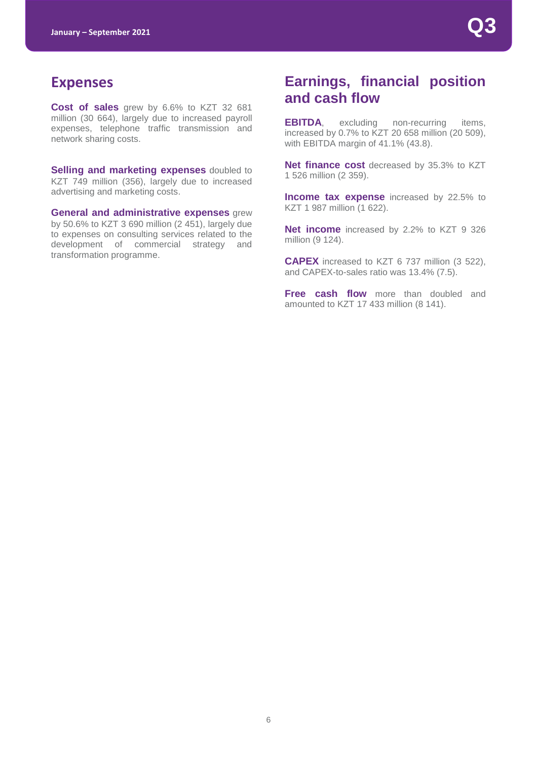## Expenses

**Cost of sales** grew by 6.6% to KZT 32 681 million (30 664), largely due to increased payroll expenses, telephone traffic transmission and network sharing costs.

**Selling and marketing expenses** doubled to KZT 749 million (356), largely due to increased advertising and marketing costs.

**General and administrative expenses** grew by 50.6% to KZT 3 690 million (2 451), largely due to expenses on consulting services related to the development of commercial strategy and transformation programme.

## Earnings, financial position and cash flow

**EBITDA**, excluding non-recurring items, increased by 0.7% to KZT 20 658 million (20 509), with EBITDA margin of 41.1% (43.8).

**Net finance cost** decreased by 35.3% to KZT 1 526 million (2 359).

**Income tax expense** increased by 22.5% to KZT 1 987 million (1 622).

**Net income** increased by 2.2% to KZT 9 326 million (9 124).

**CAPEX** increased to KZT 6 737 million (3 522), and CAPEX-to-sales ratio was 13.4% (7.5).

**Free cash flow** more than doubled and amounted to KZT 17 433 million (8 141).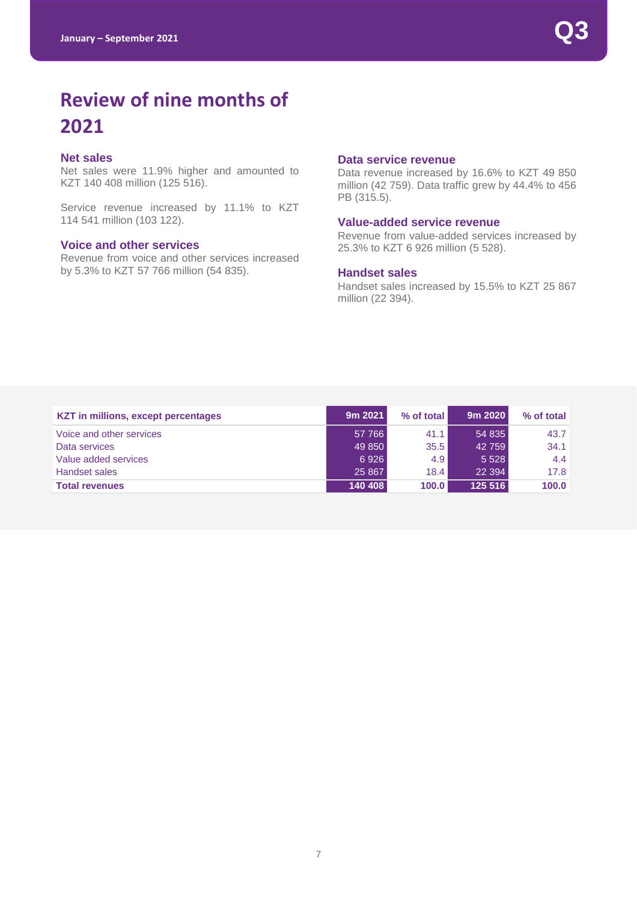# Review of nine months of 2021

### Net sales

Net sales were 11.9% higher and amounted to KZT 140 408 million (125 516).

Service revenue increased by 11.1% to KZT 114 541 million (103 122).

### Voice and other services

Revenue from voice and other services increased by 5.3% to KZT 57 766 million (54 835).

### Data service revenue

Data revenue increased by 16.6% to KZT 49 850 million (42 759). Data traffic grew by 44.4% to 456 PB (315.5).

### Value-added service revenue

Revenue from value-added services increased by 25.3% to KZT 6 926 million (5 528).

### Handset sales

Handset sales increased by 15.5% to KZT 25 867 million (22 394).

| KZT in millions, except percentages | 9m 2021 | % of total | 9m 2020 | % of total |
|---|---|---|---|---|
| Voice and other services | 57 766 | 41.1 | 54 835 | 43.7 |
| Data services | 49 850 | 35.5 | 42 759 | 34.1 |
| Value added services | 6 926 | 4.9 | 5 528 | 4.4 |
| Handset sales | 25 867 | 18.4 | 22 394 | 17.8 |
| **Total revenues** | **140 408** | **100.0** | **125 516** | **100.0** |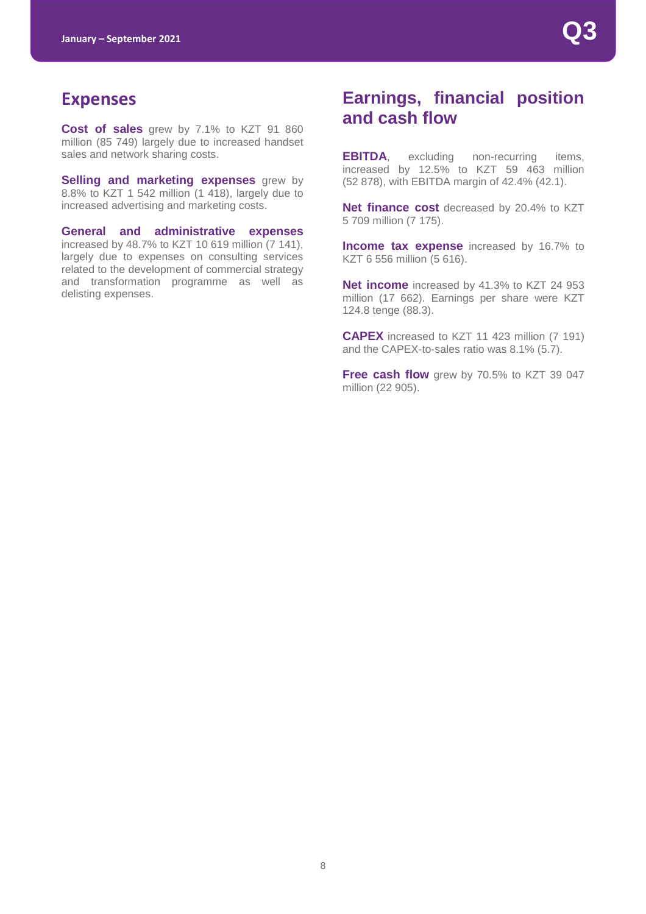## Expenses

**Cost of sales** grew by 7.1% to KZT 91 860 million (85 749) largely due to increased handset sales and network sharing costs.

**Selling and marketing expenses** grew by 8.8% to KZT 1 542 million (1 418), largely due to increased advertising and marketing costs.

**General and administrative expenses** increased by 48.7% to KZT 10 619 million (7 141), largely due to expenses on consulting services related to the development of commercial strategy and transformation programme as well as delisting expenses.

## Earnings, financial position and cash flow

**EBITDA**, excluding non-recurring items, increased by 12.5% to KZT 59 463 million (52 878), with EBITDA margin of 42.4% (42.1).

**Net finance cost** decreased by 20.4% to KZT 5 709 million (7 175).

**Income tax expense** increased by 16.7% to KZT 6 556 million (5 616).

**Net income** increased by 41.3% to KZT 24 953 million (17 662). Earnings per share were KZT 124.8 tenge (88.3).

**CAPEX** increased to KZT 11 423 million (7 191) and the CAPEX-to-sales ratio was 8.1% (5.7).

**Free cash flow** grew by 70.5% to KZT 39 047 million (22 905).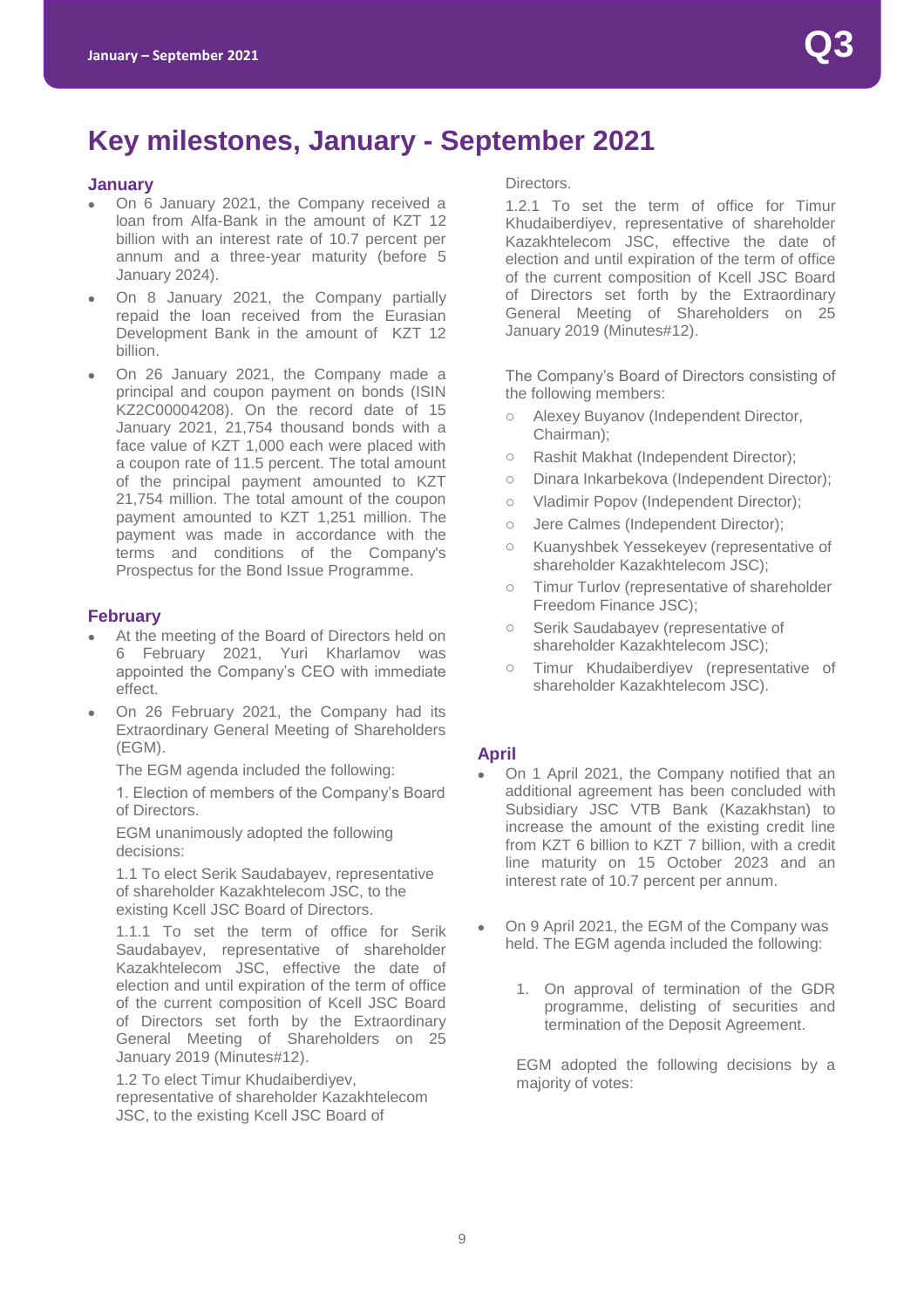# Key milestones, January - September 2021

## January

- On 6 January 2021, the Company received a loan from Alfa-Bank in the amount of KZT 12 billion with an interest rate of 10.7 percent per annum and a three-year maturity (before 5 January 2024).
- On 8 January 2021, the Company partially repaid the loan received from the Eurasian Development Bank in the amount of KZT 12 billion.
- On 26 January 2021, the Company made a principal and coupon payment on bonds (ISIN KZ2C00004208). On the record date of 15 January 2021, 21,754 thousand bonds with a face value of KZT 1,000 each were placed with a coupon rate of 11.5 percent. The total amount of the principal payment amounted to KZT 21,754 million. The total amount of the coupon payment amounted to KZT 1,251 million. The payment was made in accordance with the terms and conditions of the Company's Prospectus for the Bond Issue Programme.

## February

- At the meeting of the Board of Directors held on 6 February 2021, Yuri Kharlamov was appointed the Company's CEO with immediate effect.
- On 26 February 2021, the Company had its Extraordinary General Meeting of Shareholders (EGM).

  The EGM agenda included the following:

  1. Election of members of the Company's Board of Directors.

  EGM unanimously adopted the following decisions:

  1.1 To elect Serik Saudabayev, representative of shareholder Kazakhtelecom JSC, to the existing Kcell JSC Board of Directors.

  1.1.1 To set the term of office for Serik Saudabayev, representative of shareholder Kazakhtelecom JSC, effective the date of election and until expiration of the term of office of the current composition of Kcell JSC Board of Directors set forth by the Extraordinary General Meeting of Shareholders on 25 January 2019 (Minutes#12).

  1.2 To elect Timur Khudaiberdiyev, representative of shareholder Kazakhtelecom JSC, to the existing Kcell JSC Board of Directors.

  1.2.1 To set the term of office for Timur Khudaiberdiyev, representative of shareholder Kazakhtelecom JSC, effective the date of election and until expiration of the term of office of the current composition of Kcell JSC Board of Directors set forth by the Extraordinary General Meeting of Shareholders on 25 January 2019 (Minutes#12).

  The Company's Board of Directors consisting of the following members:

  - Alexey Buyanov (Independent Director, Chairman);
  - Rashit Makhat (Independent Director);
  - Dinara Inkarbekova (Independent Director);
  - Vladimir Popov (Independent Director);
  - Jere Calmes (Independent Director);
  - Kuanyshbek Yessekeyev (representative of shareholder Kazakhtelecom JSC);
  - Timur Turlov (representative of shareholder Freedom Finance JSC);
  - Serik Saudabayev (representative of shareholder Kazakhtelecom JSC);
  - Timur Khudaiberdiyev (representative of shareholder Kazakhtelecom JSC).

## April

- On 1 April 2021, the Company notified that an additional agreement has been concluded with Subsidiary JSC VTB Bank (Kazakhstan) to increase the amount of the existing credit line from KZT 6 billion to KZT 7 billion, with a credit line maturity on 15 October 2023 and an interest rate of 10.7 percent per annum.
- On 9 April 2021, the EGM of the Company was held. The EGM agenda included the following:

  1. On approval of termination of the GDR programme, delisting of securities and termination of the Deposit Agreement.

  EGM adopted the following decisions by a majority of votes: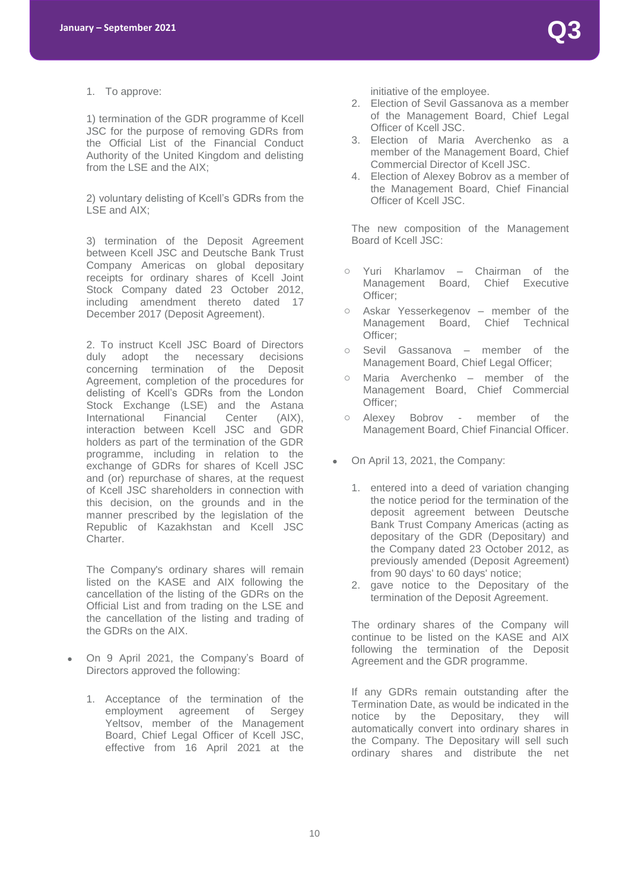1. To approve:

1) termination of the GDR programme of Kcell JSC for the purpose of removing GDRs from the Official List of the Financial Conduct Authority of the United Kingdom and delisting from the LSE and the AIX;

2) voluntary delisting of Kcell's GDRs from the LSE and AIX;

3) termination of the Deposit Agreement between Kcell JSC and Deutsche Bank Trust Company Americas on global depositary receipts for ordinary shares of Kcell Joint Stock Company dated 23 October 2012, including amendment thereto dated 17 December 2017 (Deposit Agreement).

2. To instruct Kcell JSC Board of Directors duly adopt the necessary decisions concerning termination of the Deposit Agreement, completion of the procedures for delisting of Kcell's GDRs from the London Stock Exchange (LSE) and the Astana International Financial Center (AIX), interaction between Kcell JSC and GDR holders as part of the termination of the GDR programme, including in relation to the exchange of GDRs for shares of Kcell JSC and (or) repurchase of shares, at the request of Kcell JSC shareholders in connection with this decision, on the grounds and in the manner prescribed by the legislation of the Republic of Kazakhstan and Kcell JSC Charter.

The Company's ordinary shares will remain listed on the KASE and AIX following the cancellation of the listing of the GDRs on the Official List and from trading on the LSE and the cancellation of the listing and trading of the GDRs on the AIX.

- On 9 April 2021, the Company's Board of Directors approved the following:

  1. Acceptance of the termination of the employment agreement of Sergey Yeltsov, member of the Management Board, Chief Legal Officer of Kcell JSC, effective from 16 April 2021 at the initiative of the employee.
  2. Election of Sevil Gassanova as a member of the Management Board, Chief Legal Officer of Kcell JSC.
  3. Election of Maria Averchenko as a member of the Management Board, Chief Commercial Director of Kcell JSC.
  4. Election of Alexey Bobrov as a member of the Management Board, Chief Financial Officer of Kcell JSC.

  The new composition of the Management Board of Kcell JSC:

  - Yuri Kharlamov – Chairman of the Management Board, Chief Executive Officer;
  - Askar Yesserkegenov – member of the Management Board, Chief Technical Officer;
  - Sevil Gassanova – member of the Management Board, Chief Legal Officer;
  - Maria Averchenko – member of the Management Board, Chief Commercial Officer;
  - Alexey Bobrov - member of the Management Board, Chief Financial Officer.

- On April 13, 2021, the Company:

  1. entered into a deed of variation changing the notice period for the termination of the deposit agreement between Deutsche Bank Trust Company Americas (acting as depositary of the GDR (Depositary) and the Company dated 23 October 2012, as previously amended (Deposit Agreement) from 90 days' to 60 days' notice;
  2. gave notice to the Depositary of the termination of the Deposit Agreement.

  The ordinary shares of the Company will continue to be listed on the KASE and AIX following the termination of the Deposit Agreement and the GDR programme.

  If any GDRs remain outstanding after the Termination Date, as would be indicated in the notice by the Depositary, they will automatically convert into ordinary shares in the Company. The Depositary will sell such ordinary shares and distribute the net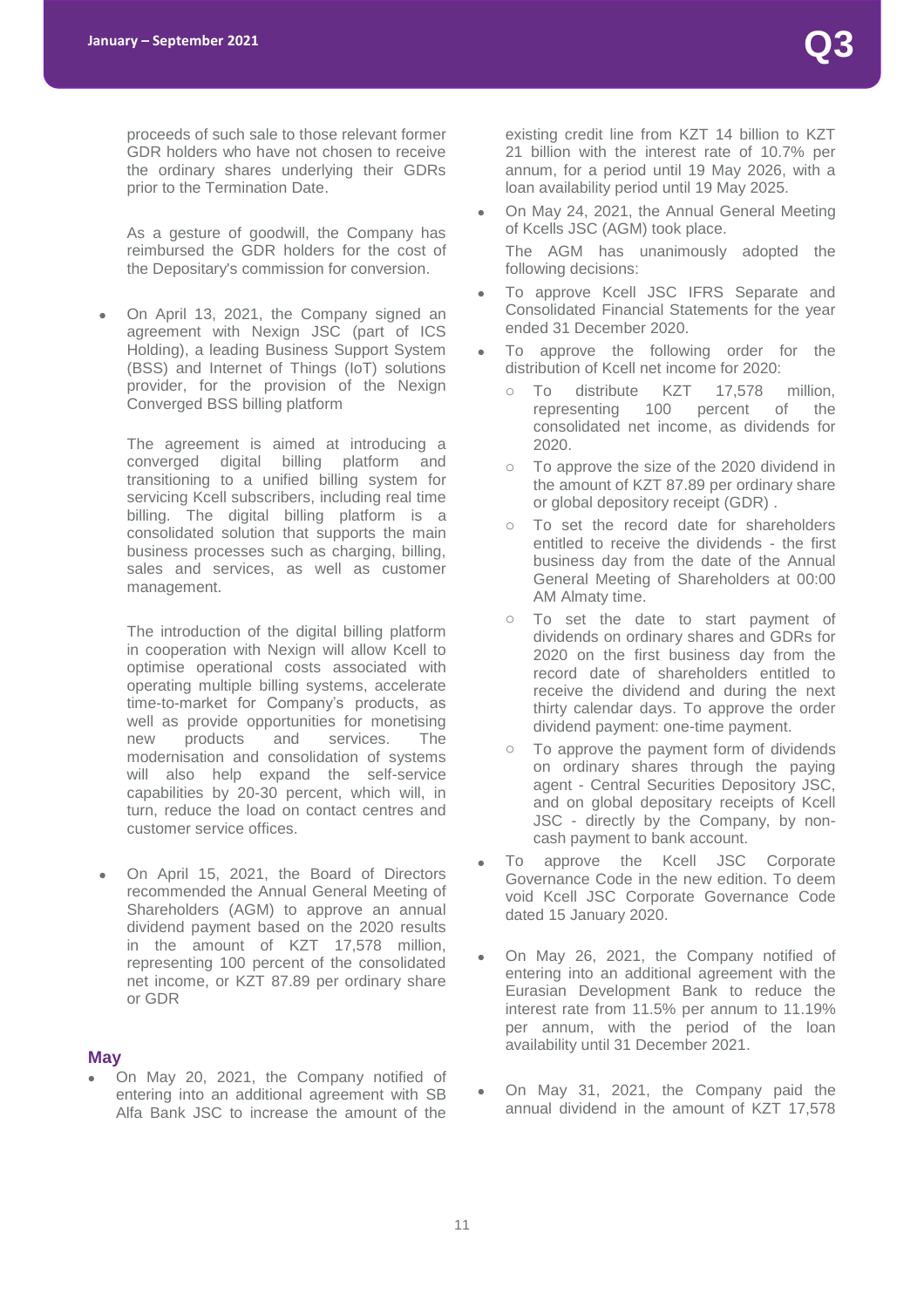proceeds of such sale to those relevant former GDR holders who have not chosen to receive the ordinary shares underlying their GDRs prior to the Termination Date.

As a gesture of goodwill, the Company has reimbursed the GDR holders for the cost of the Depositary's commission for conversion.

- On April 13, 2021, the Company signed an agreement with Nexign JSC (part of ICS Holding), a leading Business Support System (BSS) and Internet of Things (IoT) solutions provider, for the provision of the Nexign Converged BSS billing platform

  The agreement is aimed at introducing a converged digital billing platform and transitioning to a unified billing system for servicing Kcell subscribers, including real time billing. The digital billing platform is a consolidated solution that supports the main business processes such as charging, billing, sales and services, as well as customer management.

  The introduction of the digital billing platform in cooperation with Nexign will allow Kcell to optimise operational costs associated with operating multiple billing systems, accelerate time-to-market for Company's products, as well as provide opportunities for monetising new products and services. The modernisation and consolidation of systems will also help expand the self-service capabilities by 20-30 percent, which will, in turn, reduce the load on contact centres and customer service offices.

- On April 15, 2021, the Board of Directors recommended the Annual General Meeting of Shareholders (AGM) to approve an annual dividend payment based on the 2020 results in the amount of KZT 17,578 million, representing 100 percent of the consolidated net income, or KZT 87.89 per ordinary share or GDR

### May

- On May 20, 2021, the Company notified of entering into an additional agreement with SB Alfa Bank JSC to increase the amount of the existing credit line from KZT 14 billion to KZT 21 billion with the interest rate of 10.7% per annum, for a period until 19 May 2026, with a loan availability period until 19 May 2025.
- On May 24, 2021, the Annual General Meeting of Kcells JSC (AGM) took place.

  The AGM has unanimously adopted the following decisions:
- To approve Kcell JSC IFRS Separate and Consolidated Financial Statements for the year ended 31 December 2020.
- To approve the following order for the distribution of Kcell net income for 2020:
  - To distribute KZT 17,578 million, representing 100 percent of the consolidated net income, as dividends for 2020.
  - To approve the size of the 2020 dividend in the amount of KZT 87.89 per ordinary share or global depository receipt (GDR) .
  - To set the record date for shareholders entitled to receive the dividends - the first business day from the date of the Annual General Meeting of Shareholders at 00:00 AM Almaty time.
  - To set the date to start payment of dividends on ordinary shares and GDRs for 2020 on the first business day from the record date of shareholders entitled to receive the dividend and during the next thirty calendar days. To approve the order dividend payment: one-time payment.
  - To approve the payment form of dividends on ordinary shares through the paying agent - Central Securities Depository JSC, and on global depositary receipts of Kcell JSC - directly by the Company, by non-cash payment to bank account.
- To approve the Kcell JSC Corporate Governance Code in the new edition. To deem void Kcell JSC Corporate Governance Code dated 15 January 2020.
- On May 26, 2021, the Company notified of entering into an additional agreement with the Eurasian Development Bank to reduce the interest rate from 11.5% per annum to 11.19% per annum, with the period of the loan availability until 31 December 2021.
- On May 31, 2021, the Company paid the annual dividend in the amount of KZT 17,578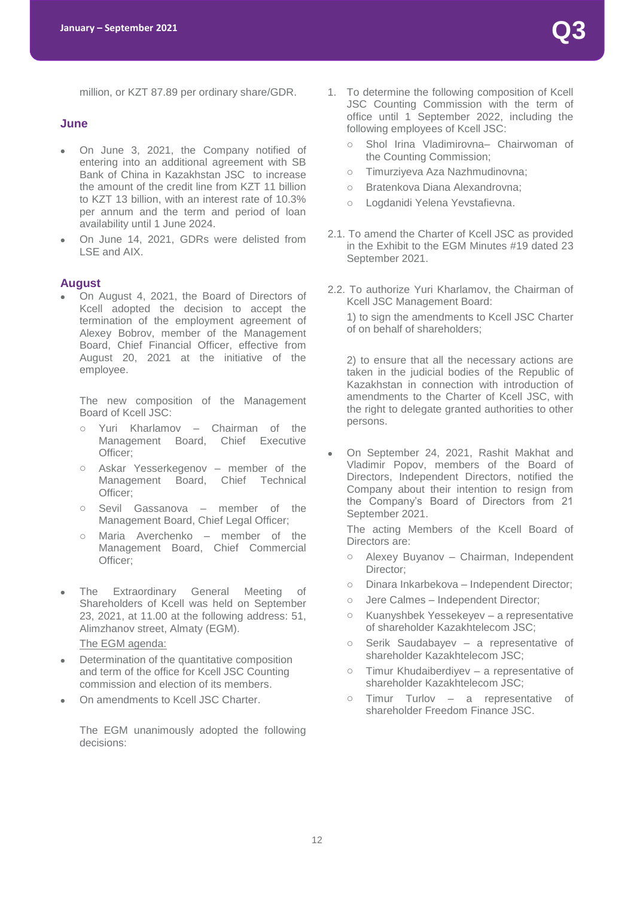million, or KZT 87.89 per ordinary share/GDR.

### June

- On June 3, 2021, the Company notified of entering into an additional agreement with SB Bank of China in Kazakhstan JSC to increase the amount of the credit line from KZT 11 billion to KZT 13 billion, with an interest rate of 10.3% per annum and the term and period of loan availability until 1 June 2024.
- On June 14, 2021, GDRs were delisted from LSE and AIX.

### August

- On August 4, 2021, the Board of Directors of Kcell adopted the decision to accept the termination of the employment agreement of Alexey Bobrov, member of the Management Board, Chief Financial Officer, effective from August 20, 2021 at the initiative of the employee.

  The new composition of the Management Board of Kcell JSC:

  - Yuri Kharlamov – Chairman of the Management Board, Chief Executive Officer;
  - Askar Yesserkegenov – member of the Management Board, Chief Technical Officer;
  - Sevil Gassanova – member of the Management Board, Chief Legal Officer;
  - Maria Averchenko – member of the Management Board, Chief Commercial Officer;

- The Extraordinary General Meeting of Shareholders of Kcell was held on September 23, 2021, at 11.00 at the following address: 51, Alimzhanov street, Almaty (EGM).

  The EGM agenda:

- Determination of the quantitative composition and term of the office for Kcell JSC Counting commission and election of its members.
- On amendments to Kcell JSC Charter.

  The EGM unanimously adopted the following decisions:

1. To determine the following composition of Kcell JSC Counting Commission with the term of office until 1 September 2022, including the following employees of Kcell JSC:
   - Shol Irina Vladimirovna– Chairwoman of the Counting Commission;
   - Timurziyeva Aza Nazhmudinovna;
   - Bratenkova Diana Alexandrovna;
   - Logdanidi Yelena Yevstafievna.

2.1. To amend the Charter of Kcell JSC as provided in the Exhibit to the EGM Minutes #19 dated 23 September 2021.

2.2. To authorize Yuri Kharlamov, the Chairman of Kcell JSC Management Board:

1) to sign the amendments to Kcell JSC Charter of on behalf of shareholders;

2) to ensure that all the necessary actions are taken in the judicial bodies of the Republic of Kazakhstan in connection with introduction of amendments to the Charter of Kcell JSC, with the right to delegate granted authorities to other persons.

- On September 24, 2021, Rashit Makhat and Vladimir Popov, members of the Board of Directors, Independent Directors, notified the Company about their intention to resign from the Company's Board of Directors from 21 September 2021.

  The acting Members of the Kcell Board of Directors are:

  - Alexey Buyanov – Chairman, Independent Director;
  - Dinara Inkarbekova – Independent Director;
  - Jere Calmes – Independent Director;
  - Kuanyshbek Yessekeyev – a representative of shareholder Kazakhtelecom JSC;
  - Serik Saudabayev – a representative of shareholder Kazakhtelecom JSC;
  - Timur Khudaiberdiyev – a representative of shareholder Kazakhtelecom JSC;
  - Timur Turlov – a representative of shareholder Freedom Finance JSC.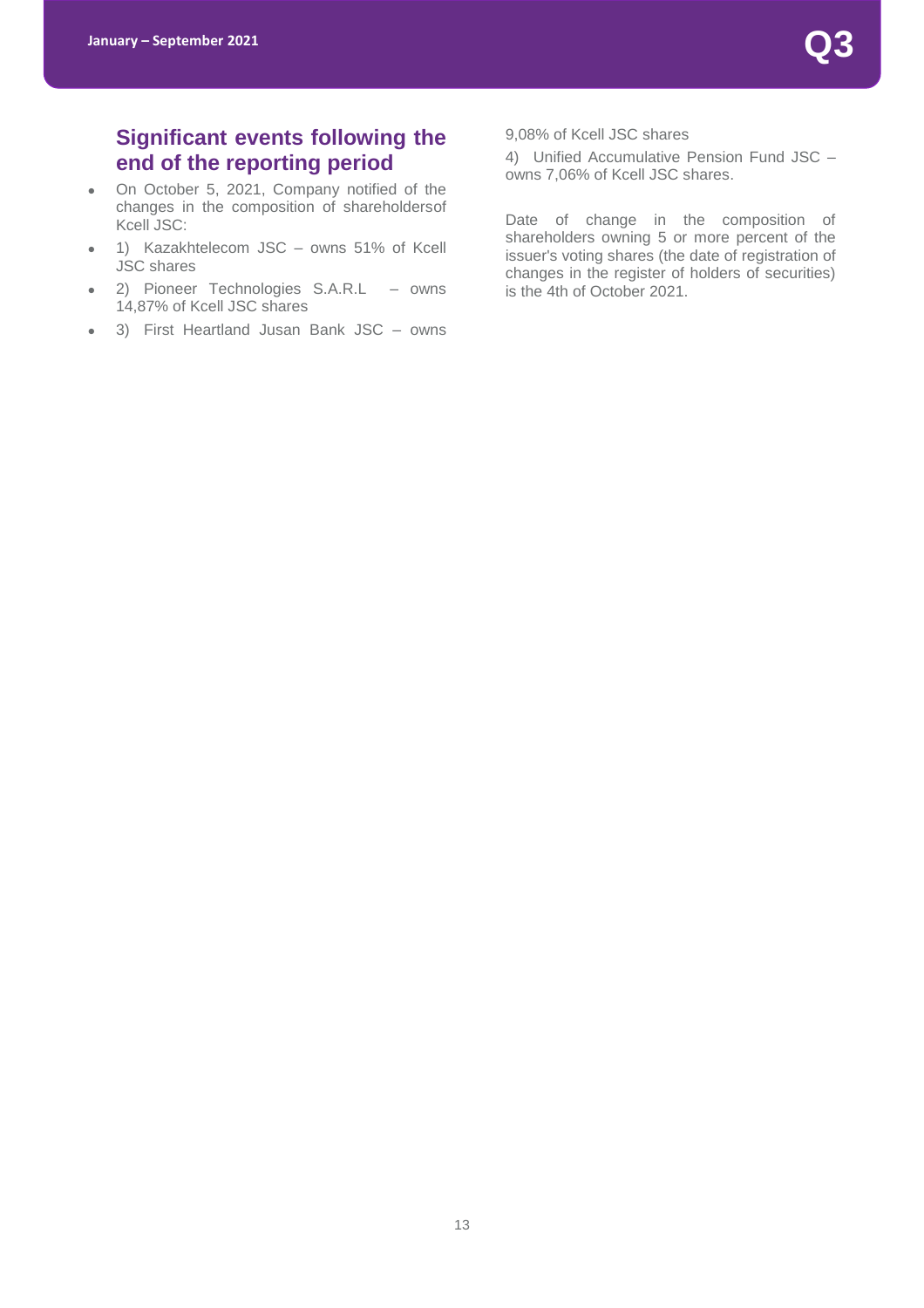## Significant events following the end of the reporting period

- On October 5, 2021, Company notified of the changes in the composition of shareholdersof Kcell JSC:
- 1) Kazakhtelecom JSC – owns 51% of Kcell JSC shares
- 2) Pioneer Technologies S.A.R.L – owns 14,87% of Kcell JSC shares
- 3) First Heartland Jusan Bank JSC – owns 9,08% of Kcell JSC shares

4) Unified Accumulative Pension Fund JSC – owns 7,06% of Kcell JSC shares.

Date of change in the composition of shareholders owning 5 or more percent of the issuer's voting shares (the date of registration of changes in the register of holders of securities) is the 4th of October 2021.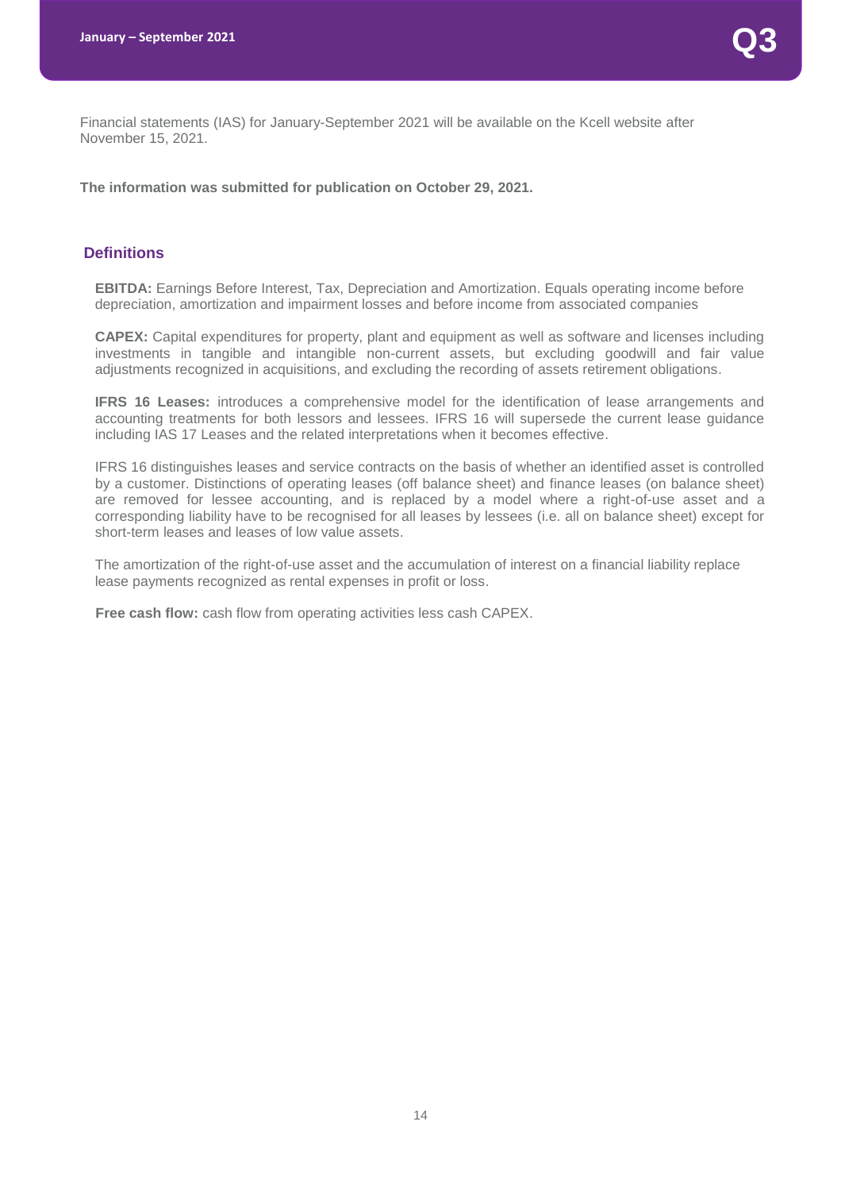Financial statements (IAS) for January-September 2021 will be available on the Kcell website after November 15, 2021.

**The information was submitted for publication on October 29, 2021.**

## Definitions

**EBITDA:** Earnings Before Interest, Tax, Depreciation and Amortization. Equals operating income before depreciation, amortization and impairment losses and before income from associated companies

**CAPEX:** Capital expenditures for property, plant and equipment as well as software and licenses including investments in tangible and intangible non-current assets, but excluding goodwill and fair value adjustments recognized in acquisitions, and excluding the recording of assets retirement obligations.

**IFRS 16 Leases:** introduces a comprehensive model for the identification of lease arrangements and accounting treatments for both lessors and lessees. IFRS 16 will supersede the current lease guidance including IAS 17 Leases and the related interpretations when it becomes effective.

IFRS 16 distinguishes leases and service contracts on the basis of whether an identified asset is controlled by a customer. Distinctions of operating leases (off balance sheet) and finance leases (on balance sheet) are removed for lessee accounting, and is replaced by a model where a right-of-use asset and a corresponding liability have to be recognised for all leases by lessees (i.e. all on balance sheet) except for short-term leases and leases of low value assets.

The amortization of the right-of-use asset and the accumulation of interest on a financial liability replace lease payments recognized as rental expenses in profit or loss.

**Free cash flow:** cash flow from operating activities less cash CAPEX.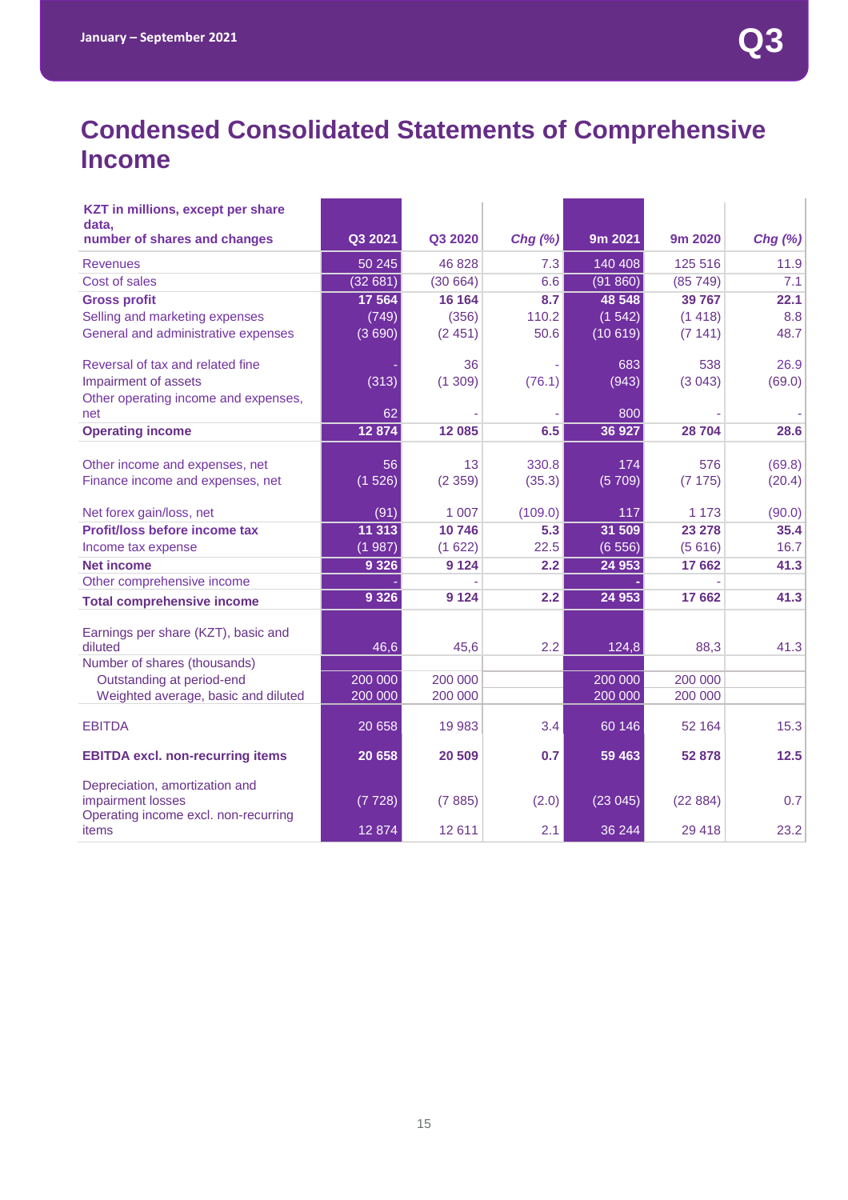# Condensed Consolidated Statements of Comprehensive Income

| KZT in millions, except per share data, number of shares and changes | Q3 2021 | Q3 2020 | Chg (%) | 9m 2021 | 9m 2020 | Chg (%) |
|---|---|---|---|---|---|---|
| Revenues | 50 245 | 46 828 | 7.3 | 140 408 | 125 516 | 11.9 |
| Cost of sales | (32 681) | (30 664) | 6.6 | (91 860) | (85 749) | 7.1 |
| **Gross profit** | **17 564** | **16 164** | **8.7** | **48 548** | **39 767** | **22.1** |
| Selling and marketing expenses | (749) | (356) | 110.2 | (1 542) | (1 418) | 8.8 |
| General and administrative expenses | (3 690) | (2 451) | 50.6 | (10 619) | (7 141) | 48.7 |
| Reversal of tax and related fine | - | 36 | - | 683 | 538 | 26.9 |
| Impairment of assets | (313) | (1 309) | (76.1) | (943) | (3 043) | (69.0) |
| Other operating income and expenses, net | 62 | - | - | 800 | - | - |
| **Operating income** | **12 874** | **12 085** | **6.5** | **36 927** | **28 704** | **28.6** |
| Other income and expenses, net | 56 | 13 | 330.8 | 174 | 576 | (69.8) |
| Finance income and expenses, net | (1 526) | (2 359) | (35.3) | (5 709) | (7 175) | (20.4) |
| Net forex gain/loss, net | (91) | 1 007 | (109.0) | 117 | 1 173 | (90.0) |
| **Profit/loss before income tax** | **11 313** | **10 746** | **5.3** | **31 509** | **23 278** | **35.4** |
| Income tax expense | (1 987) | (1 622) | 22.5 | (6 556) | (5 616) | 16.7 |
| **Net income** | **9 326** | **9 124** | **2.2** | **24 953** | **17 662** | **41.3** |
| Other comprehensive income | - | - | | - | - | |
| **Total comprehensive income** | **9 326** | **9 124** | **2.2** | **24 953** | **17 662** | **41.3** |
| Earnings per share (KZT), basic and diluted | 46,6 | 45,6 | 2.2 | 124,8 | 88,3 | 41.3 |
| Number of shares (thousands) | | | | | | |
| Outstanding at period-end | 200 000 | 200 000 | | 200 000 | 200 000 | |
| Weighted average, basic and diluted | 200 000 | 200 000 | | 200 000 | 200 000 | |
| EBITDA | 20 658 | 19 983 | 3.4 | 60 146 | 52 164 | 15.3 |
| **EBITDA excl. non-recurring items** | **20 658** | **20 509** | **0.7** | **59 463** | **52 878** | **12.5** |
| Depreciation, amortization and impairment losses | (7 728) | (7 885) | (2.0) | (23 045) | (22 884) | 0.7 |
| Operating income excl. non-recurring items | 12 874 | 12 611 | 2.1 | 36 244 | 29 418 | 23.2 |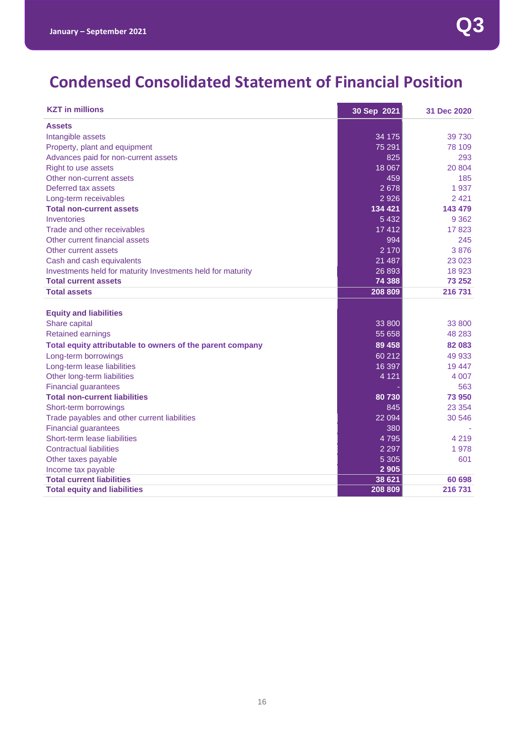# Condensed Consolidated Statement of Financial Position

| KZT in millions | 30 Sep 2021 | 31 Dec 2020 |
|---|---|---|
| **Assets** | | |
| Intangible assets | 34 175 | 39 730 |
| Property, plant and equipment | 75 291 | 78 109 |
| Advances paid for non-current assets | 825 | 293 |
| Right to use assets | 18 067 | 20 804 |
| Other non-current assets | 459 | 185 |
| Deferred tax assets | 2 678 | 1 937 |
| Long-term receivables | 2 926 | 2 421 |
| **Total non-current assets** | **134 421** | **143 479** |
| Inventories | 5 432 | 9 362 |
| Trade and other receivables | 17 412 | 17 823 |
| Other current financial assets | 994 | 245 |
| Other current assets | 2 170 | 3 876 |
| Cash and cash equivalents | 21 487 | 23 023 |
| Investments held for maturity Investments held for maturity | 26 893 | 18 923 |
| **Total current assets** | **74 388** | **73 252** |
| **Total assets** | **208 809** | **216 731** |
| | | |
| **Equity and liabilities** | | |
| Share capital | 33 800 | 33 800 |
| Retained earnings | 55 658 | 48 283 |
| **Total equity attributable to owners of the parent company** | **89 458** | **82 083** |
| Long-term borrowings | 60 212 | 49 933 |
| Long-term lease liabilities | 16 397 | 19 447 |
| Other long-term liabilities | 4 121 | 4 007 |
| Financial guarantees | - | 563 |
| **Total non-current liabilities** | **80 730** | **73 950** |
| Short-term borrowings | 845 | 23 354 |
| Trade payables and other current liabilities | 22 094 | 30 546 |
| Financial guarantees | 380 | - |
| Short-term lease liabilities | 4 795 | 4 219 |
| Contractual liabilities | 2 297 | 1 978 |
| Other taxes payable | 5 305 | 601 |
| Income tax payable | **2 905** | |
| **Total current liabilities** | **38 621** | **60 698** |
| **Total equity and liabilities** | **208 809** | **216 731** |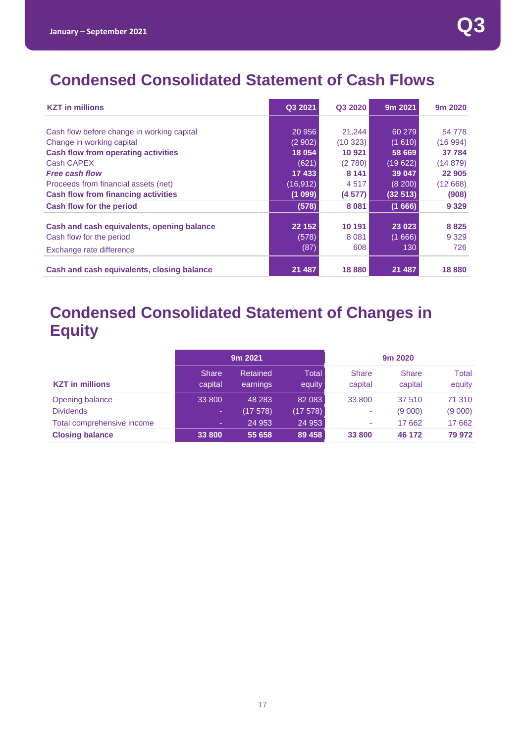## Condensed Consolidated Statement of Cash Flows

| KZT in millions | Q3 2021 | Q3 2020 | 9m 2021 | 9m 2020 |
|---|---|---|---|---|
| Cash flow before change in working capital | 20 956 | 21,244 | 60 279 | 54 778 |
| Change in working capital | (2 902) | (10 323) | (1 610) | (16 994) |
| **Cash flow from operating activities** | **18 054** | **10 921** | **58 669** | **37 784** |
| Cash CAPEX | (621) | (2 780) | (19 622) | (14 879) |
| ***Free cash flow*** | **17 433** | **8 141** | **39 047** | **22 905** |
| Proceeds from financial assets (net) | (16,912) | 4 517 | (8 200) | (12 668) |
| **Cash flow from financing activities** | **(1 099)** | **(4 577)** | **(32 513)** | **(908)** |
| **Cash flow for the period** | **(578)** | **8 081** | **(1 666)** | **9 329** |
| **Cash and cash equivalents, opening balance** | **22 152** | **10 191** | **23 023** | **8 825** |
| Cash flow for the period | (578) | 8 081 | (1 666) | 9 329 |
| Exchange rate difference | (87) | 608 | 130 | 726 |
| **Cash and cash equivalents, closing balance** | **21 487** | **18 880** | **21 487** | **18 880** |

## Condensed Consolidated Statement of Changes in Equity

| | 9m 2021 | | | 9m 2020 | | |
|---|---|---|---|---|---|---|
| **KZT in millions** | Share capital | Retained earnings | Total equity | Share capital | Share capital | Total equity |
| Opening balance | 33 800 | 48 283 | 82 083 | 33 800 | 37 510 | 71 310 |
| Dividends | - | (17 578) | (17 578) | - | (9 000) | (9 000) |
| Total comprehensive income | - | 24 953 | 24 953 | - | 17 662 | 17 662 |
| **Closing balance** | **33 800** | **55 658** | **89 458** | **33 800** | **46 172** | **79 972** |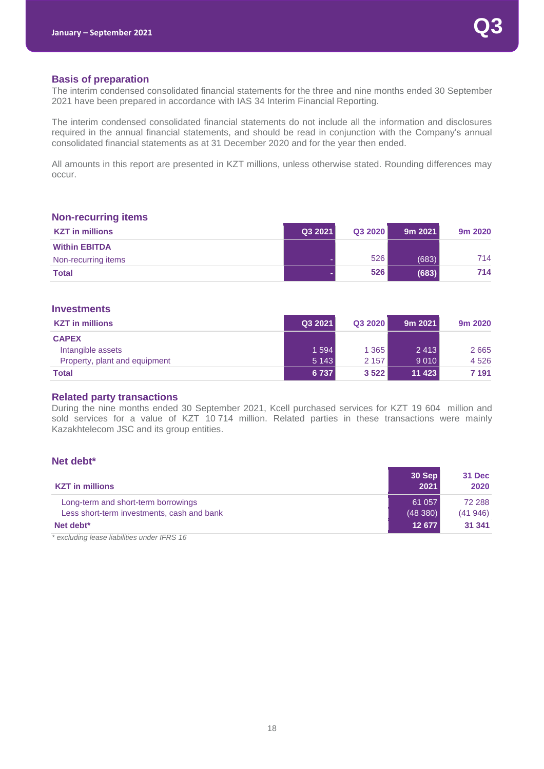## Basis of preparation

The interim condensed consolidated financial statements for the three and nine months ended 30 September 2021 have been prepared in accordance with IAS 34 Interim Financial Reporting.

The interim condensed consolidated financial statements do not include all the information and disclosures required in the annual financial statements, and should be read in conjunction with the Company's annual consolidated financial statements as at 31 December 2020 and for the year then ended.

All amounts in this report are presented in KZT millions, unless otherwise stated. Rounding differences may occur.

## Non-recurring items

| KZT in millions | Q3 2021 | Q3 2020 | 9m 2021 | 9m 2020 |
|---|---|---|---|---|
| **Within EBITDA** | | | | |
| Non-recurring items | - | 526 | (683) | 714 |
| **Total** | **-** | **526** | **(683)** | **714** |

## Investments

| KZT in millions | Q3 2021 | Q3 2020 | 9m 2021 | 9m 2020 |
|---|---|---|---|---|
| **CAPEX** | | | | |
| Intangible assets | 1 594 | 1 365 | 2 413 | 2 665 |
| Property, plant and equipment | 5 143 | 2 157 | 9 010 | 4 526 |
| **Total** | **6 737** | **3 522** | **11 423** | **7 191** |

## Related party transactions

During the nine months ended 30 September 2021, Kcell purchased services for KZT 19 604 million and sold services for a value of KZT 10 714 million. Related parties in these transactions were mainly Kazakhtelecom JSC and its group entities.

## Net debt*

| KZT in millions | 30 Sep 2021 | 31 Dec 2020 |
|---|---|---|
| Long-term and short-term borrowings | 61 057 | 72 288 |
| Less short-term investments, cash and bank | (48 380) | (41 946) |
| **Net debt*** | **12 677** | **31 341** |

*\* excluding lease liabilities under IFRS 16*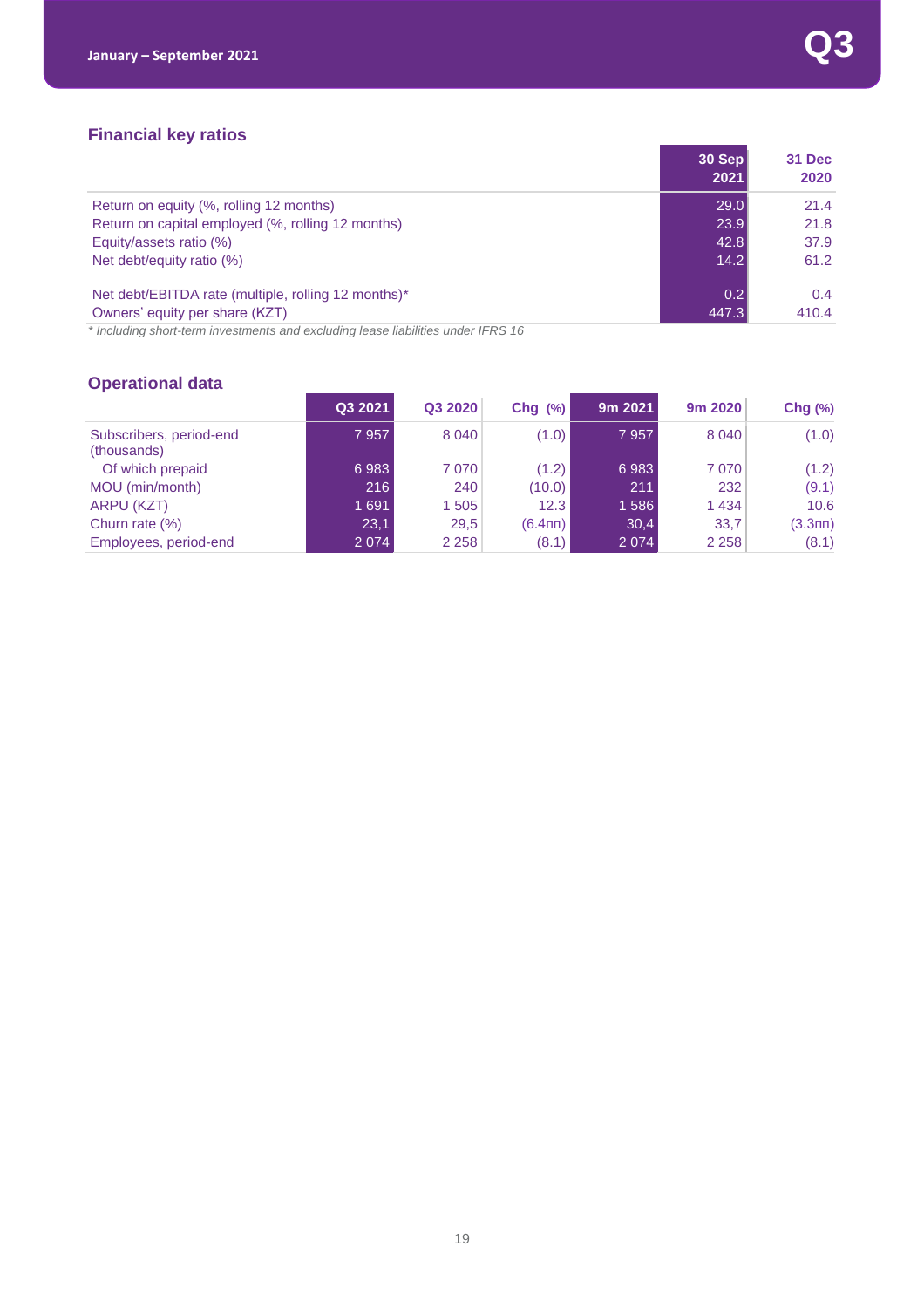## Financial key ratios

| | 30 Sep 2021 | 31 Dec 2020 |
|---|---|---|
| Return on equity (%, rolling 12 months) | 29.0 | 21.4 |
| Return on capital employed (%, rolling 12 months) | 23.9 | 21.8 |
| Equity/assets ratio (%) | 42.8 | 37.9 |
| Net debt/equity ratio (%) | 14.2 | 61.2 |
| Net debt/EBITDA rate (multiple, rolling 12 months)* | 0.2 | 0.4 |
| Owners' equity per share (KZT) | 447.3 | 410.4 |

*\* Including short-term investments and excluding lease liabilities under IFRS 16*

## Operational data

| | Q3 2021 | Q3 2020 | Chg (%) | 9m 2021 | 9m 2020 | Chg (%) |
|---|---|---|---|---|---|---|
| Subscribers, period-end (thousands) | 7 957 | 8 040 | (1.0) | 7 957 | 8 040 | (1.0) |
| Of which prepaid | 6 983 | 7 070 | (1.2) | 6 983 | 7 070 | (1.2) |
| MOU (min/month) | 216 | 240 | (10.0) | 211 | 232 | (9.1) |
| ARPU (KZT) | 1 691 | 1 505 | 12.3 | 1 586 | 1 434 | 10.6 |
| Churn rate (%) | 23,1 | 29,5 | (6.4пп) | 30,4 | 33,7 | (3.3пп) |
| Employees, period-end | 2 074 | 2 258 | (8.1) | 2 074 | 2 258 | (8.1) |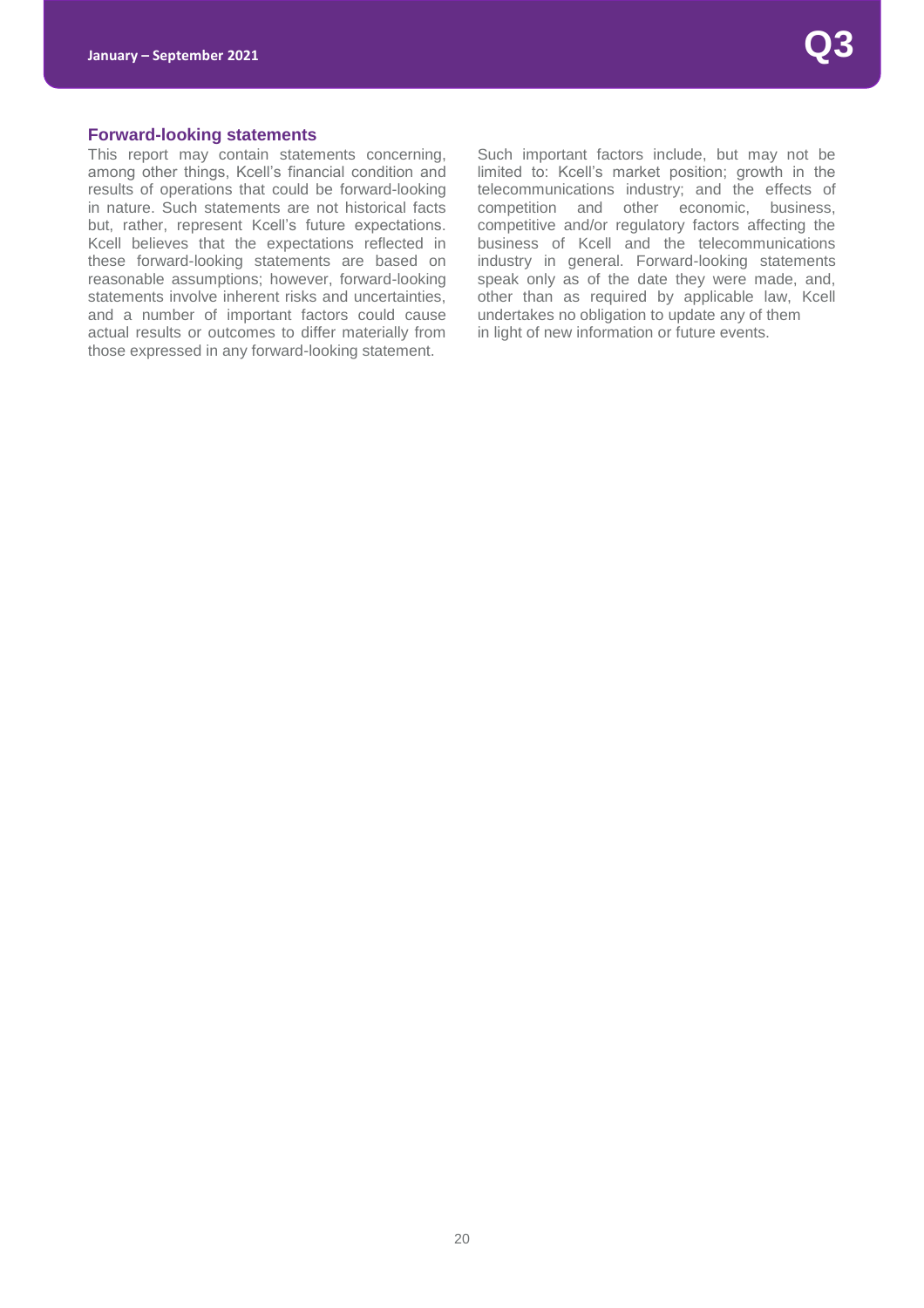## Forward-looking statements

This report may contain statements concerning, among other things, Kcell's financial condition and results of operations that could be forward-looking in nature. Such statements are not historical facts but, rather, represent Kcell's future expectations. Kcell believes that the expectations reflected in these forward-looking statements are based on reasonable assumptions; however, forward-looking statements involve inherent risks and uncertainties, and a number of important factors could cause actual results or outcomes to differ materially from those expressed in any forward-looking statement.

Such important factors include, but may not be limited to: Kcell's market position; growth in the telecommunications industry; and the effects of competition and other economic, business, competitive and/or regulatory factors affecting the business of Kcell and the telecommunications industry in general. Forward-looking statements speak only as of the date they were made, and, other than as required by applicable law, Kcell undertakes no obligation to update any of them in light of new information or future events.